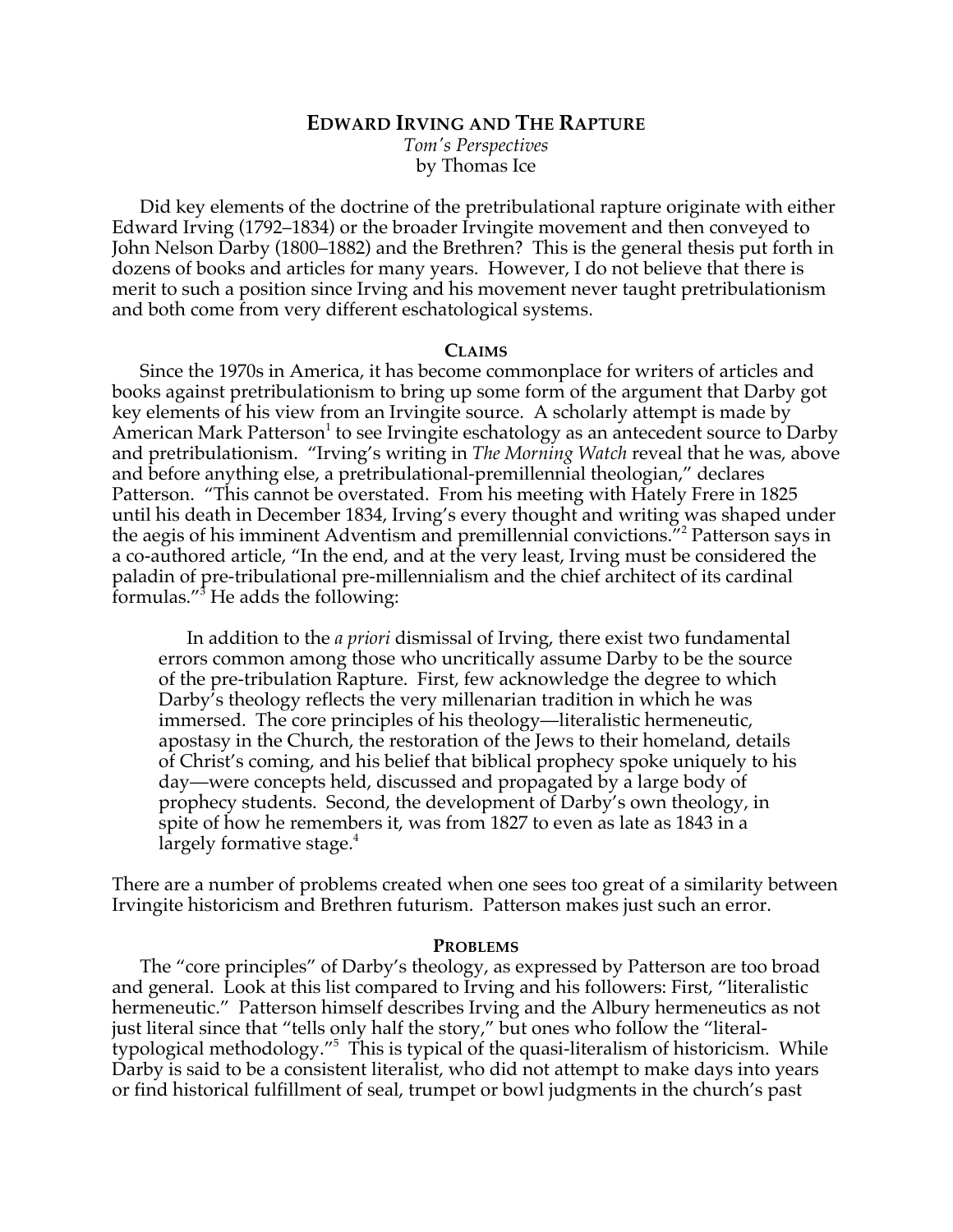# EDWARD IRVING AND THE RAPTURE

*Tom's Perspectives*
by Thomas Ice

Did key elements of the doctrine of the pretribulational rapture originate with either Edward Irving (1792–1834) or the broader Irvingite movement and then conveyed to John Nelson Darby (1800–1882) and the Brethren? This is the general thesis put forth in dozens of books and articles for many years. However, I do not believe that there is merit to such a position since Irving and his movement never taught pretribulationism and both come from very different eschatological systems.

## CLAIMS

Since the 1970s in America, it has become commonplace for writers of articles and books against pretribulationism to bring up some form of the argument that Darby got key elements of his view from an Irvingite source. A scholarly attempt is made by American Mark Patterson[1] to see Irvingite eschatology as an antecedent source to Darby and pretribulationism. "Irving's writing in *The Morning Watch* reveal that he was, above and before anything else, a pretribulational-premillennial theologian," declares Patterson. "This cannot be overstated. From his meeting with Hately Frere in 1825 until his death in December 1834, Irving's every thought and writing was shaped under the aegis of his imminent Adventism and premillennial convictions."[2] Patterson says in a co-authored article, "In the end, and at the very least, Irving must be considered the paladin of pre-tribulational pre-millennialism and the chief architect of its cardinal formulas."[3] He adds the following:

> In addition to the *a priori* dismissal of Irving, there exist two fundamental errors common among those who uncritically assume Darby to be the source of the pre-tribulation Rapture. First, few acknowledge the degree to which Darby's theology reflects the very millenarian tradition in which he was immersed. The core principles of his theology—literalistic hermeneutic, apostasy in the Church, the restoration of the Jews to their homeland, details of Christ's coming, and his belief that biblical prophecy spoke uniquely to his day—were concepts held, discussed and propagated by a large body of prophecy students. Second, the development of Darby's own theology, in spite of how he remembers it, was from 1827 to even as late as 1843 in a largely formative stage.[4]

There are a number of problems created when one sees too great of a similarity between Irvingite historicism and Brethren futurism. Patterson makes just such an error.

## PROBLEMS

The "core principles" of Darby's theology, as expressed by Patterson are too broad and general. Look at this list compared to Irving and his followers: First, "literalistic hermeneutic." Patterson himself describes Irving and the Albury hermeneutics as not just literal since that "tells only half the story," but ones who follow the "literal-typological methodology."[5] This is typical of the quasi-literalism of historicism. While Darby is said to be a consistent literalist, who did not attempt to make days into years or find historical fulfillment of seal, trumpet or bowl judgments in the church's past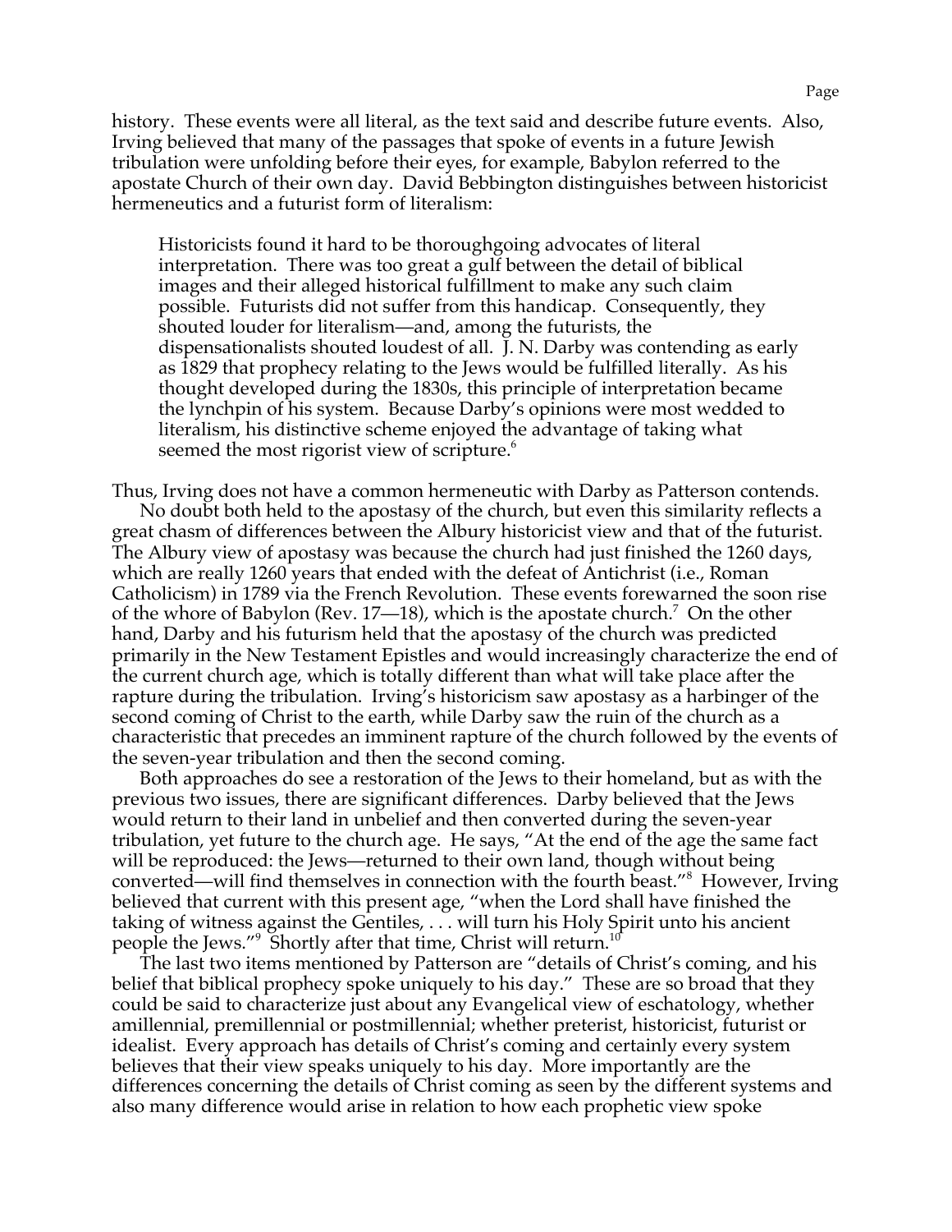history. These events were all literal, as the text said and describe future events. Also, Irving believed that many of the passages that spoke of events in a future Jewish tribulation were unfolding before their eyes, for example, Babylon referred to the apostate Church of their own day. David Bebbington distinguishes between historicist hermeneutics and a futurist form of literalism:

> Historicists found it hard to be thoroughgoing advocates of literal interpretation. There was too great a gulf between the detail of biblical images and their alleged historical fulfillment to make any such claim possible. Futurists did not suffer from this handicap. Consequently, they shouted louder for literalism—and, among the futurists, the dispensationalists shouted loudest of all. J. N. Darby was contending as early as 1829 that prophecy relating to the Jews would be fulfilled literally. As his thought developed during the 1830s, this principle of interpretation became the lynchpin of his system. Because Darby's opinions were most wedded to literalism, his distinctive scheme enjoyed the advantage of taking what seemed the most rigorist view of scripture.[6]

Thus, Irving does not have a common hermeneutic with Darby as Patterson contends.

No doubt both held to the apostasy of the church, but even this similarity reflects a great chasm of differences between the Albury historicist view and that of the futurist. The Albury view of apostasy was because the church had just finished the 1260 days, which are really 1260 years that ended with the defeat of Antichrist (i.e., Roman Catholicism) in 1789 via the French Revolution. These events forewarned the soon rise of the whore of Babylon (Rev. 17—18), which is the apostate church.[7] On the other hand, Darby and his futurism held that the apostasy of the church was predicted primarily in the New Testament Epistles and would increasingly characterize the end of the current church age, which is totally different than what will take place after the rapture during the tribulation. Irving's historicism saw apostasy as a harbinger of the second coming of Christ to the earth, while Darby saw the ruin of the church as a characteristic that precedes an imminent rapture of the church followed by the events of the seven-year tribulation and then the second coming.

Both approaches do see a restoration of the Jews to their homeland, but as with the previous two issues, there are significant differences. Darby believed that the Jews would return to their land in unbelief and then converted during the seven-year tribulation, yet future to the church age. He says, "At the end of the age the same fact will be reproduced: the Jews—returned to their own land, though without being converted—will find themselves in connection with the fourth beast."[8] However, Irving believed that current with this present age, "when the Lord shall have finished the taking of witness against the Gentiles, . . . will turn his Holy Spirit unto his ancient people the Jews."[9] Shortly after that time, Christ will return.[10]

The last two items mentioned by Patterson are "details of Christ's coming, and his belief that biblical prophecy spoke uniquely to his day." These are so broad that they could be said to characterize just about any Evangelical view of eschatology, whether amillennial, premillennial or postmillennial; whether preterist, historicist, futurist or idealist. Every approach has details of Christ's coming and certainly every system believes that their view speaks uniquely to his day. More importantly are the differences concerning the details of Christ coming as seen by the different systems and also many difference would arise in relation to how each prophetic view spoke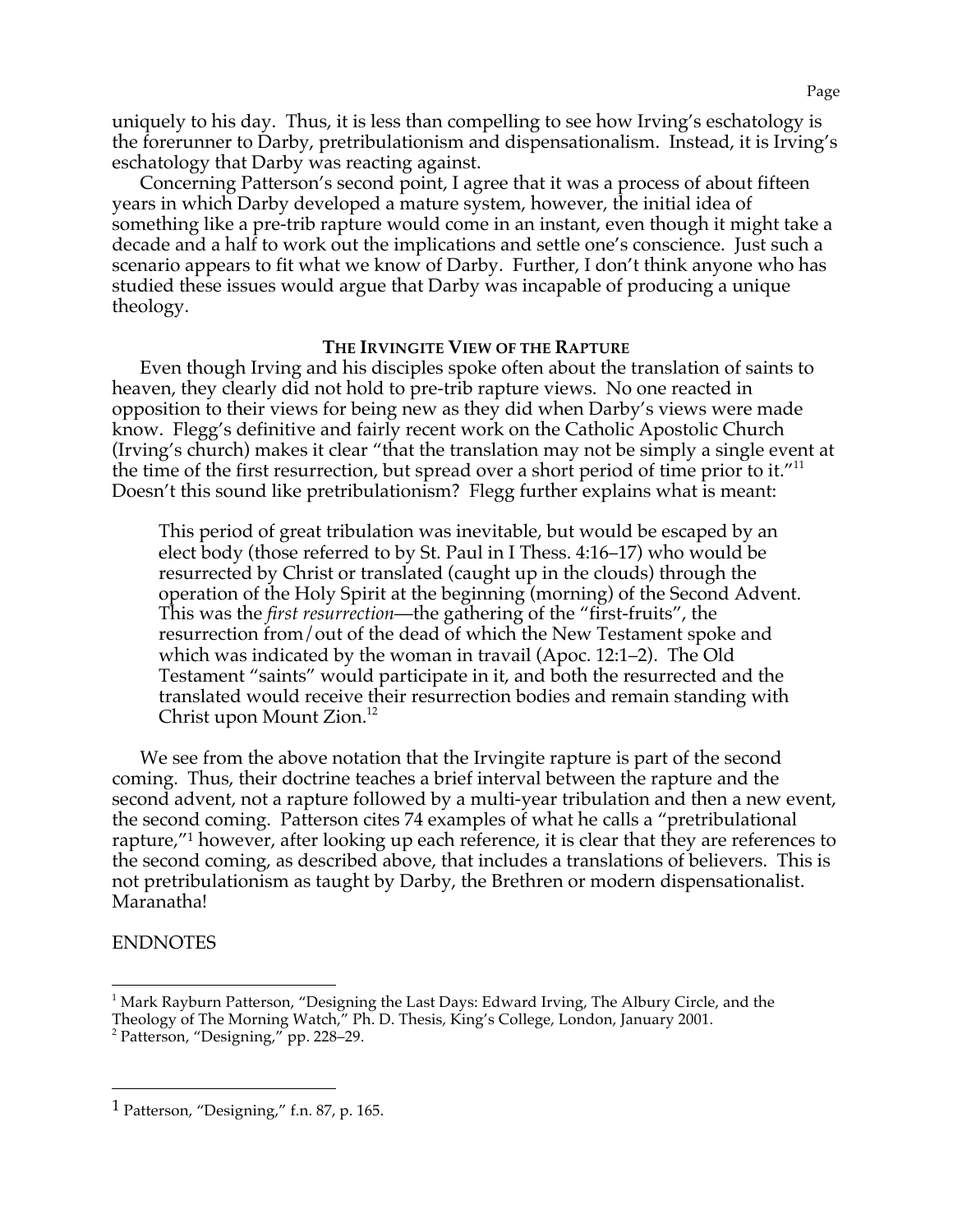uniquely to his day. Thus, it is less than compelling to see how Irving's eschatology is the forerunner to Darby, pretribulationism and dispensationalism. Instead, it is Irving's eschatology that Darby was reacting against.

Concerning Patterson's second point, I agree that it was a process of about fifteen years in which Darby developed a mature system, however, the initial idea of something like a pre-trib rapture would come in an instant, even though it might take a decade and a half to work out the implications and settle one's conscience. Just such a scenario appears to fit what we know of Darby. Further, I don't think anyone who has studied these issues would argue that Darby was incapable of producing a unique theology.

### THE IRVINGITE VIEW OF THE RAPTURE

Even though Irving and his disciples spoke often about the translation of saints to heaven, they clearly did not hold to pre-trib rapture views. No one reacted in opposition to their views for being new as they did when Darby's views were made know. Flegg's definitive and fairly recent work on the Catholic Apostolic Church (Irving's church) makes it clear "that the translation may not be simply a single event at the time of the first resurrection, but spread over a short period of time prior to it."[11] Doesn't this sound like pretribulationism? Flegg further explains what is meant:

> This period of great tribulation was inevitable, but would be escaped by an elect body (those referred to by St. Paul in I Thess. 4:16–17) who would be resurrected by Christ or translated (caught up in the clouds) through the operation of the Holy Spirit at the beginning (morning) of the Second Advent. This was the *first resurrection*—the gathering of the "first-fruits", the resurrection from/out of the dead of which the New Testament spoke and which was indicated by the woman in travail (Apoc. 12:1–2). The Old Testament "saints" would participate in it, and both the resurrected and the translated would receive their resurrection bodies and remain standing with Christ upon Mount Zion.[12]

We see from the above notation that the Irvingite rapture is part of the second coming. Thus, their doctrine teaches a brief interval between the rapture and the second advent, not a rapture followed by a multi-year tribulation and then a new event, the second coming. Patterson cites 74 examples of what he calls a "pretribulational rapture,"[1] however, after looking up each reference, it is clear that they are references to the second coming, as described above, that includes a translations of believers. This is not pretribulationism as taught by Darby, the Brethren or modern dispensationalist. Maranatha!

ENDNOTES

---

[1] Mark Rayburn Patterson, "Designing the Last Days: Edward Irving, The Albury Circle, and the Theology of The Morning Watch," Ph. D. Thesis, King's College, London, January 2001.

[2] Patterson, "Designing," pp. 228–29.

---

[1] Patterson, "Designing," f.n. 87, p. 165.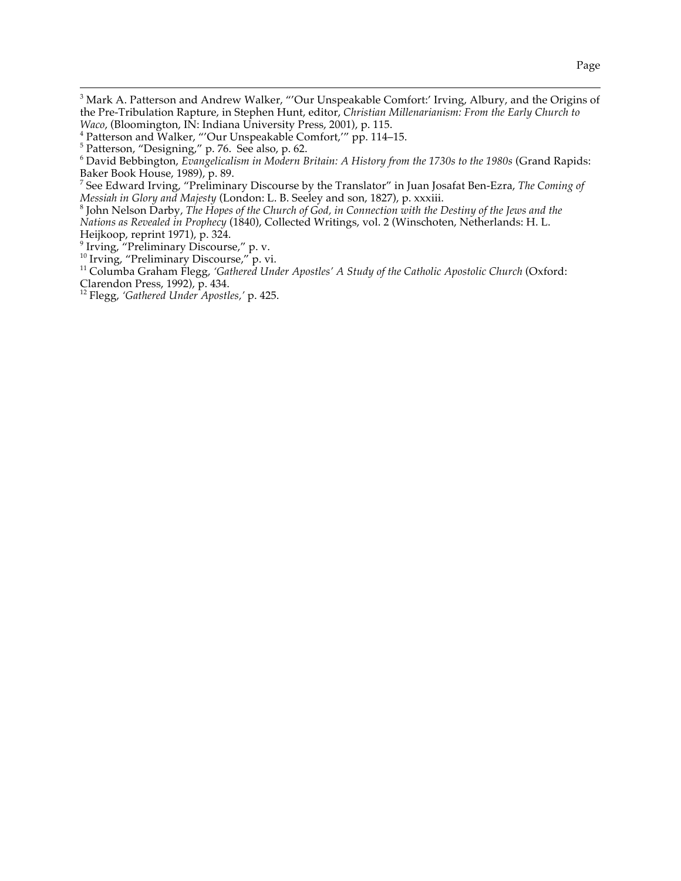[3] Mark A. Patterson and Andrew Walker, "'Our Unspeakable Comfort:' Irving, Albury, and the Origins of the Pre-Tribulation Rapture, in Stephen Hunt, editor, *Christian Millenarianism: From the Early Church to Waco*, (Bloomington, IN: Indiana University Press, 2001), p. 115.

[4] Patterson and Walker, "'Our Unspeakable Comfort,'" pp. 114–15.

[5] Patterson, "Designing," p. 76. See also, p. 62.

[6] David Bebbington, *Evangelicalism in Modern Britain: A History from the 1730s to the 1980s* (Grand Rapids: Baker Book House, 1989), p. 89.

[7] See Edward Irving, "Preliminary Discourse by the Translator" in Juan Josafat Ben-Ezra, *The Coming of Messiah in Glory and Majesty* (London: L. B. Seeley and son, 1827), p. xxxiii.

[8] John Nelson Darby, *The Hopes of the Church of God, in Connection with the Destiny of the Jews and the Nations as Revealed in Prophecy* (1840), Collected Writings, vol. 2 (Winschoten, Netherlands: H. L. Heijkoop, reprint 1971), p. 324.

[9] Irving, "Preliminary Discourse," p. v.

[10] Irving, "Preliminary Discourse," p. vi.

[11] Columba Graham Flegg, *'Gathered Under Apostles' A Study of the Catholic Apostolic Church* (Oxford: Clarendon Press, 1992), p. 434.

[12] Flegg, *'Gathered Under Apostles,'* p. 425.